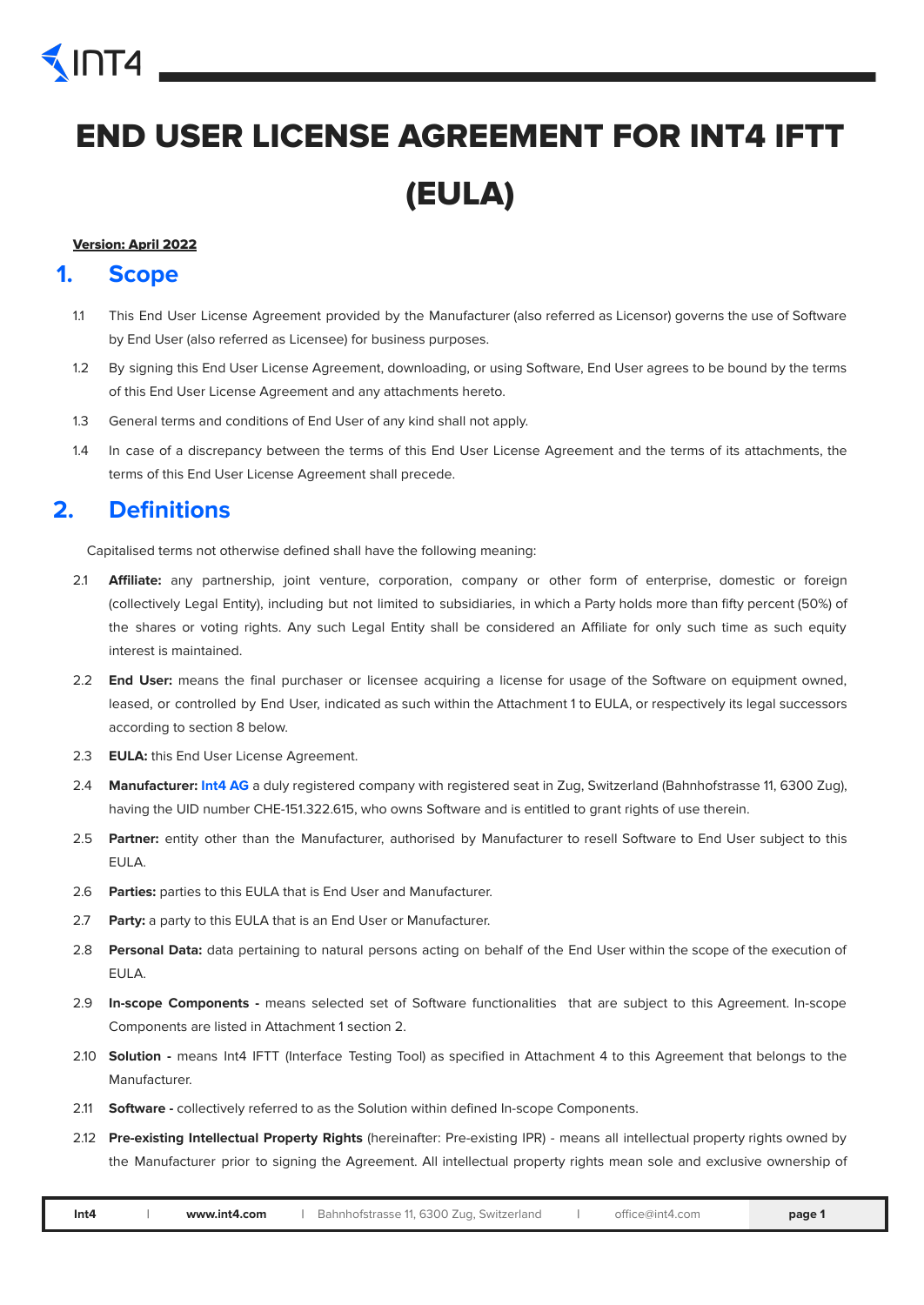# END USER LICENSE AGREEMENT FOR INT4 IFTT (EULA)

**Version: April 2022**

## 1. Scope

1.1 This End User License Agreement provided by the Manufacturer (also referred as Licensor) governs the use of Software by End User (also referred as Licensee) for business purposes.

1.2 By signing this End User License Agreement, downloading, or using Software, End User agrees to be bound by the terms of this End User License Agreement and any attachments hereto.

1.3 General terms and conditions of End User of any kind shall not apply.

1.4 In case of a discrepancy between the terms of this End User License Agreement and the terms of its attachments, the terms of this End User License Agreement shall precede.

## 2. Definitions

Capitalised terms not otherwise defined shall have the following meaning:

2.1 **Affiliate:** any partnership, joint venture, corporation, company or other form of enterprise, domestic or foreign (collectively Legal Entity), including but not limited to subsidiaries, in which a Party holds more than fifty percent (50%) of the shares or voting rights. Any such Legal Entity shall be considered an Affiliate for only such time as such equity interest is maintained.

2.2 **End User:** means the final purchaser or licensee acquiring a license for usage of the Software on equipment owned, leased, or controlled by End User, indicated as such within the Attachment 1 to EULA, or respectively its legal successors according to section 8 below.

2.3 **EULA:** this End User License Agreement.

2.4 **Manufacturer:** Int4 AG a duly registered company with registered seat in Zug, Switzerland (Bahnhofstrasse 11, 6300 Zug), having the UID number CHE-151.322.615, who owns Software and is entitled to grant rights of use therein.

2.5 **Partner:** entity other than the Manufacturer, authorised by Manufacturer to resell Software to End User subject to this EULA.

2.6 **Parties:** parties to this EULA that is End User and Manufacturer.

2.7 **Party:** a party to this EULA that is an End User or Manufacturer.

2.8 **Personal Data:** data pertaining to natural persons acting on behalf of the End User within the scope of the execution of EULA.

2.9 **In-scope Components -** means selected set of Software functionalities that are subject to this Agreement. In-scope Components are listed in Attachment 1 section 2.

2.10 **Solution -** means Int4 IFTT (Interface Testing Tool) as specified in Attachment 4 to this Agreement that belongs to the Manufacturer.

2.11 **Software -** collectively referred to as the Solution within defined In-scope Components.

2.12 **Pre-existing Intellectual Property Rights** (hereinafter: Pre-existing IPR) - means all intellectual property rights owned by the Manufacturer prior to signing the Agreement. All intellectual property rights mean sole and exclusive ownership of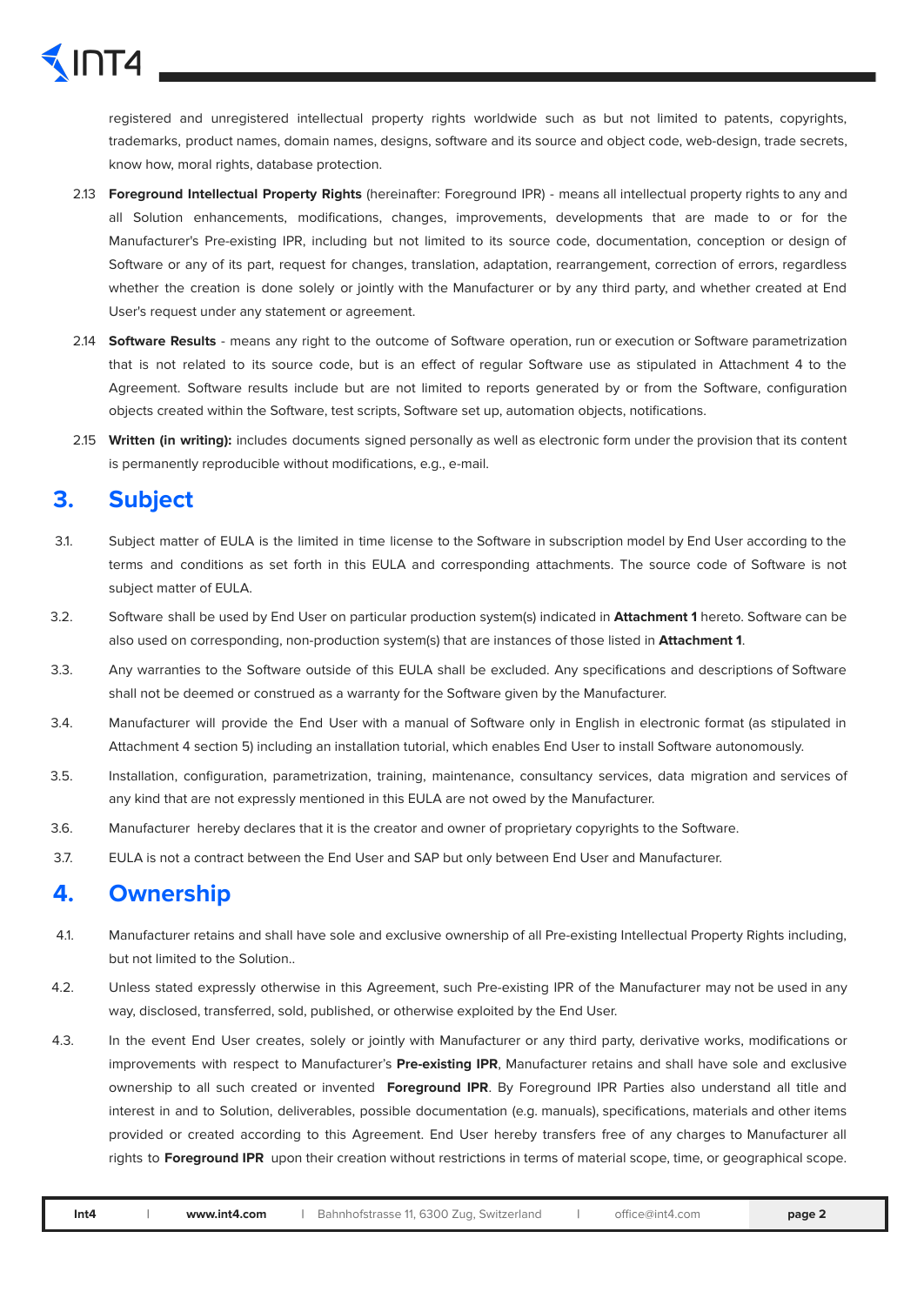registered and unregistered intellectual property rights worldwide such as but not limited to patents, copyrights, trademarks, product names, domain names, designs, software and its source and object code, web-design, trade secrets, know how, moral rights, database protection.

2.13 **Foreground Intellectual Property Rights** (hereinafter: Foreground IPR) - means all intellectual property rights to any and all Solution enhancements, modifications, changes, improvements, developments that are made to or for the Manufacturer's Pre-existing IPR, including but not limited to its source code, documentation, conception or design of Software or any of its part, request for changes, translation, adaptation, rearrangement, correction of errors, regardless whether the creation is done solely or jointly with the Manufacturer or by any third party, and whether created at End User's request under any statement or agreement.

2.14 **Software Results** - means any right to the outcome of Software operation, run or execution or Software parametrization that is not related to its source code, but is an effect of regular Software use as stipulated in Attachment 4 to the Agreement. Software results include but are not limited to reports generated by or from the Software, configuration objects created within the Software, test scripts, Software set up, automation objects, notifications.

2.15 **Written (in writing):** includes documents signed personally as well as electronic form under the provision that its content is permanently reproducible without modifications, e.g., e-mail.

## 3. Subject

3.1. Subject matter of EULA is the limited in time license to the Software in subscription model by End User according to the terms and conditions as set forth in this EULA and corresponding attachments. The source code of Software is not subject matter of EULA.

3.2. Software shall be used by End User on particular production system(s) indicated in **Attachment 1** hereto. Software can be also used on corresponding, non-production system(s) that are instances of those listed in **Attachment 1**.

3.3. Any warranties to the Software outside of this EULA shall be excluded. Any specifications and descriptions of Software shall not be deemed or construed as a warranty for the Software given by the Manufacturer.

3.4. Manufacturer will provide the End User with a manual of Software only in English in electronic format (as stipulated in Attachment 4 section 5) including an installation tutorial, which enables End User to install Software autonomously.

3.5. Installation, configuration, parametrization, training, maintenance, consultancy services, data migration and services of any kind that are not expressly mentioned in this EULA are not owed by the Manufacturer.

3.6. Manufacturer hereby declares that it is the creator and owner of proprietary copyrights to the Software.

3.7. EULA is not a contract between the End User and SAP but only between End User and Manufacturer.

## 4. Ownership

4.1. Manufacturer retains and shall have sole and exclusive ownership of all Pre-existing Intellectual Property Rights including, but not limited to the Solution..

4.2. Unless stated expressly otherwise in this Agreement, such Pre-existing IPR of the Manufacturer may not be used in any way, disclosed, transferred, sold, published, or otherwise exploited by the End User.

4.3. In the event End User creates, solely or jointly with Manufacturer or any third party, derivative works, modifications or improvements with respect to Manufacturer's **Pre-existing IPR**, Manufacturer retains and shall have sole and exclusive ownership to all such created or invented **Foreground IPR**. By Foreground IPR Parties also understand all title and interest in and to Solution, deliverables, possible documentation (e.g. manuals), specifications, materials and other items provided or created according to this Agreement. End User hereby transfers free of any charges to Manufacturer all rights to **Foreground IPR** upon their creation without restrictions in terms of material scope, time, or geographical scope.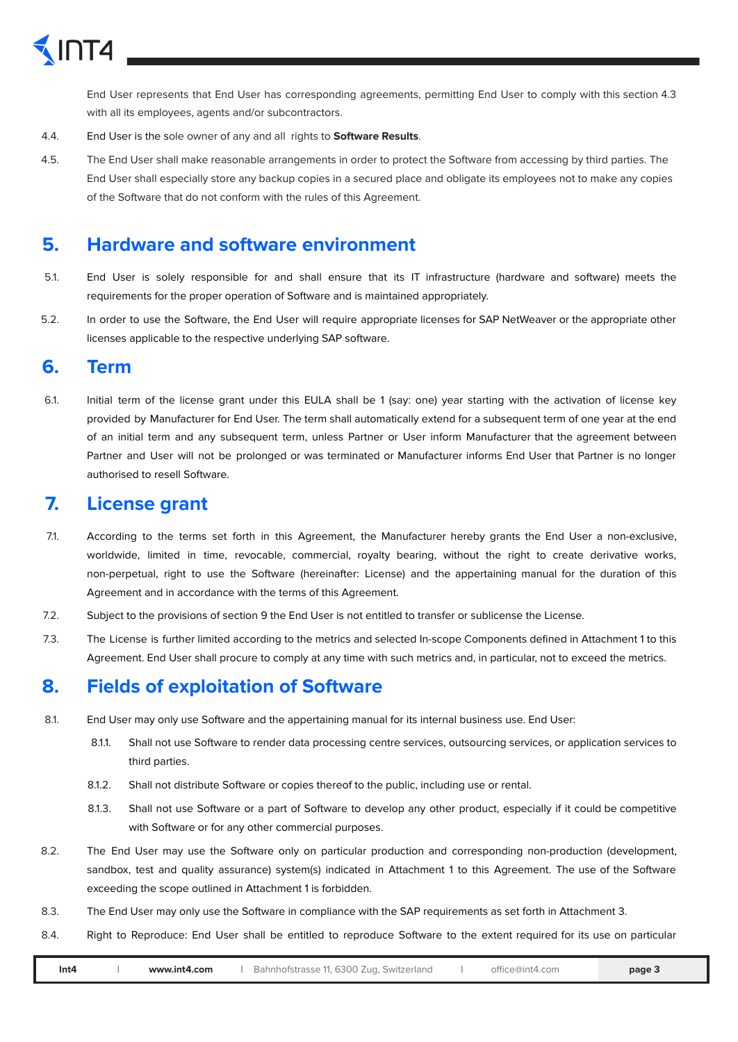End User represents that End User has corresponding agreements, permitting End User to comply with this section 4.3 with all its employees, agents and/or subcontractors.

4.4. End User is the sole owner of any and all rights to **Software Results**.

4.5. The End User shall make reasonable arrangements in order to protect the Software from accessing by third parties. The End User shall especially store any backup copies in a secured place and obligate its employees not to make any copies of the Software that do not conform with the rules of this Agreement.

## 5. Hardware and software environment

5.1. End User is solely responsible for and shall ensure that its IT infrastructure (hardware and software) meets the requirements for the proper operation of Software and is maintained appropriately.

5.2. In order to use the Software, the End User will require appropriate licenses for SAP NetWeaver or the appropriate other licenses applicable to the respective underlying SAP software.

## 6. Term

6.1. Initial term of the license grant under this EULA shall be 1 (say: one) year starting with the activation of license key provided by Manufacturer for End User. The term shall automatically extend for a subsequent term of one year at the end of an initial term and any subsequent term, unless Partner or User inform Manufacturer that the agreement between Partner and User will not be prolonged or was terminated or Manufacturer informs End User that Partner is no longer authorised to resell Software.

## 7. License grant

7.1. According to the terms set forth in this Agreement, the Manufacturer hereby grants the End User a non-exclusive, worldwide, limited in time, revocable, commercial, royalty bearing, without the right to create derivative works, non-perpetual, right to use the Software (hereinafter: License) and the appertaining manual for the duration of this Agreement and in accordance with the terms of this Agreement.

7.2. Subject to the provisions of section 9 the End User is not entitled to transfer or sublicense the License.

7.3. The License is further limited according to the metrics and selected In-scope Components defined in Attachment 1 to this Agreement. End User shall procure to comply at any time with such metrics and, in particular, not to exceed the metrics.

## 8. Fields of exploitation of Software

8.1. End User may only use Software and the appertaining manual for its internal business use. End User:

8.1.1. Shall not use Software to render data processing centre services, outsourcing services, or application services to third parties.

8.1.2. Shall not distribute Software or copies thereof to the public, including use or rental.

8.1.3. Shall not use Software or a part of Software to develop any other product, especially if it could be competitive with Software or for any other commercial purposes.

8.2. The End User may use the Software only on particular production and corresponding non-production (development, sandbox, test and quality assurance) system(s) indicated in Attachment 1 to this Agreement. The use of the Software exceeding the scope outlined in Attachment 1 is forbidden.

8.3. The End User may only use the Software in compliance with the SAP requirements as set forth in Attachment 3.

8.4. Right to Reproduce: End User shall be entitled to reproduce Software to the extent required for its use on particular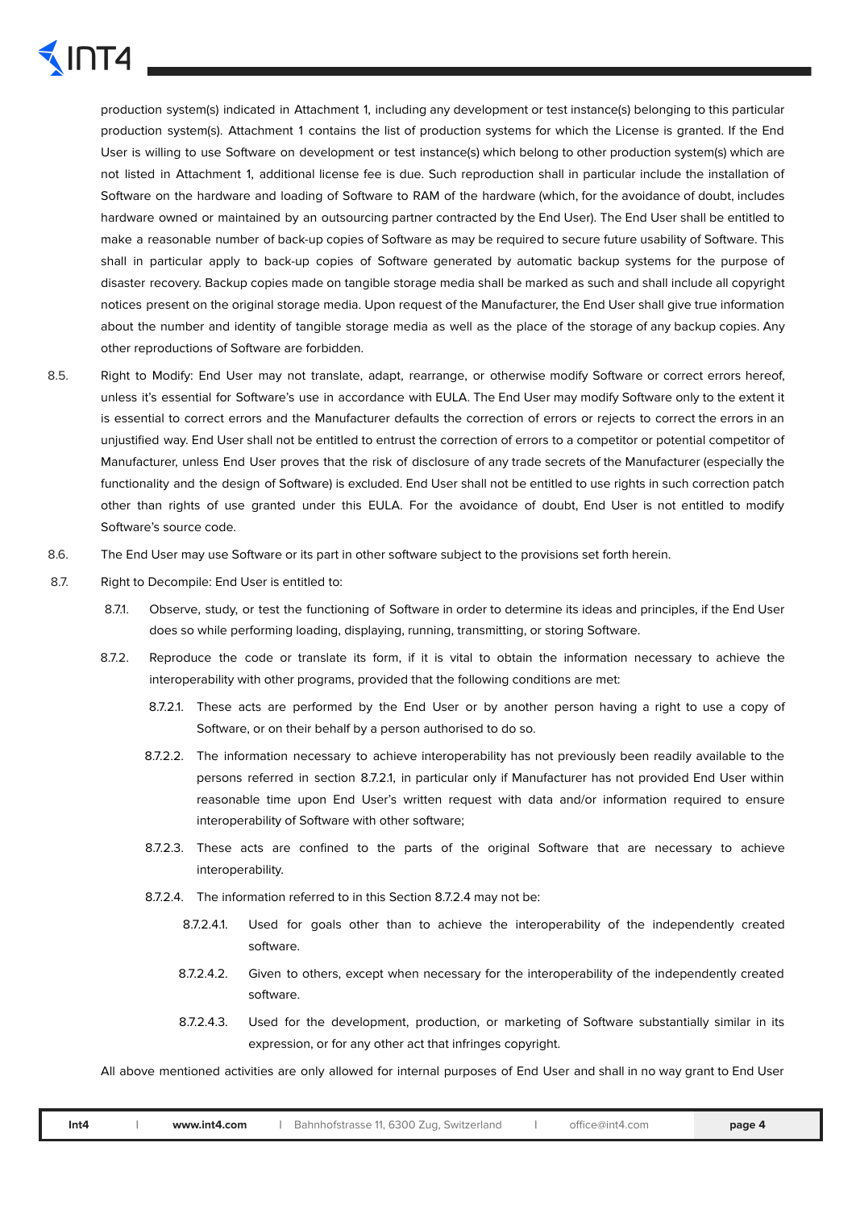production system(s) indicated in Attachment 1, including any development or test instance(s) belonging to this particular production system(s). Attachment 1 contains the list of production systems for which the License is granted. If the End User is willing to use Software on development or test instance(s) which belong to other production system(s) which are not listed in Attachment 1, additional license fee is due. Such reproduction shall in particular include the installation of Software on the hardware and loading of Software to RAM of the hardware (which, for the avoidance of doubt, includes hardware owned or maintained by an outsourcing partner contracted by the End User). The End User shall be entitled to make a reasonable number of back-up copies of Software as may be required to secure future usability of Software. This shall in particular apply to back-up copies of Software generated by automatic backup systems for the purpose of disaster recovery. Backup copies made on tangible storage media shall be marked as such and shall include all copyright notices present on the original storage media. Upon request of the Manufacturer, the End User shall give true information about the number and identity of tangible storage media as well as the place of the storage of any backup copies. Any other reproductions of Software are forbidden.

8.5. Right to Modify: End User may not translate, adapt, rearrange, or otherwise modify Software or correct errors hereof, unless it's essential for Software's use in accordance with EULA. The End User may modify Software only to the extent it is essential to correct errors and the Manufacturer defaults the correction of errors or rejects to correct the errors in an unjustified way. End User shall not be entitled to entrust the correction of errors to a competitor or potential competitor of Manufacturer, unless End User proves that the risk of disclosure of any trade secrets of the Manufacturer (especially the functionality and the design of Software) is excluded. End User shall not be entitled to use rights in such correction patch other than rights of use granted under this EULA. For the avoidance of doubt, End User is not entitled to modify Software's source code.

8.6. The End User may use Software or its part in other software subject to the provisions set forth herein.

8.7. Right to Decompile: End User is entitled to:

8.7.1. Observe, study, or test the functioning of Software in order to determine its ideas and principles, if the End User does so while performing loading, displaying, running, transmitting, or storing Software.

8.7.2. Reproduce the code or translate its form, if it is vital to obtain the information necessary to achieve the interoperability with other programs, provided that the following conditions are met:

8.7.2.1. These acts are performed by the End User or by another person having a right to use a copy of Software, or on their behalf by a person authorised to do so.

8.7.2.2. The information necessary to achieve interoperability has not previously been readily available to the persons referred in section 8.7.2.1, in particular only if Manufacturer has not provided End User within reasonable time upon End User's written request with data and/or information required to ensure interoperability of Software with other software;

8.7.2.3. These acts are confined to the parts of the original Software that are necessary to achieve interoperability.

8.7.2.4. The information referred to in this Section 8.7.2.4 may not be:

8.7.2.4.1. Used for goals other than to achieve the interoperability of the independently created software.

8.7.2.4.2. Given to others, except when necessary for the interoperability of the independently created software.

8.7.2.4.3. Used for the development, production, or marketing of Software substantially similar in its expression, or for any other act that infringes copyright.

All above mentioned activities are only allowed for internal purposes of End User and shall in no way grant to End User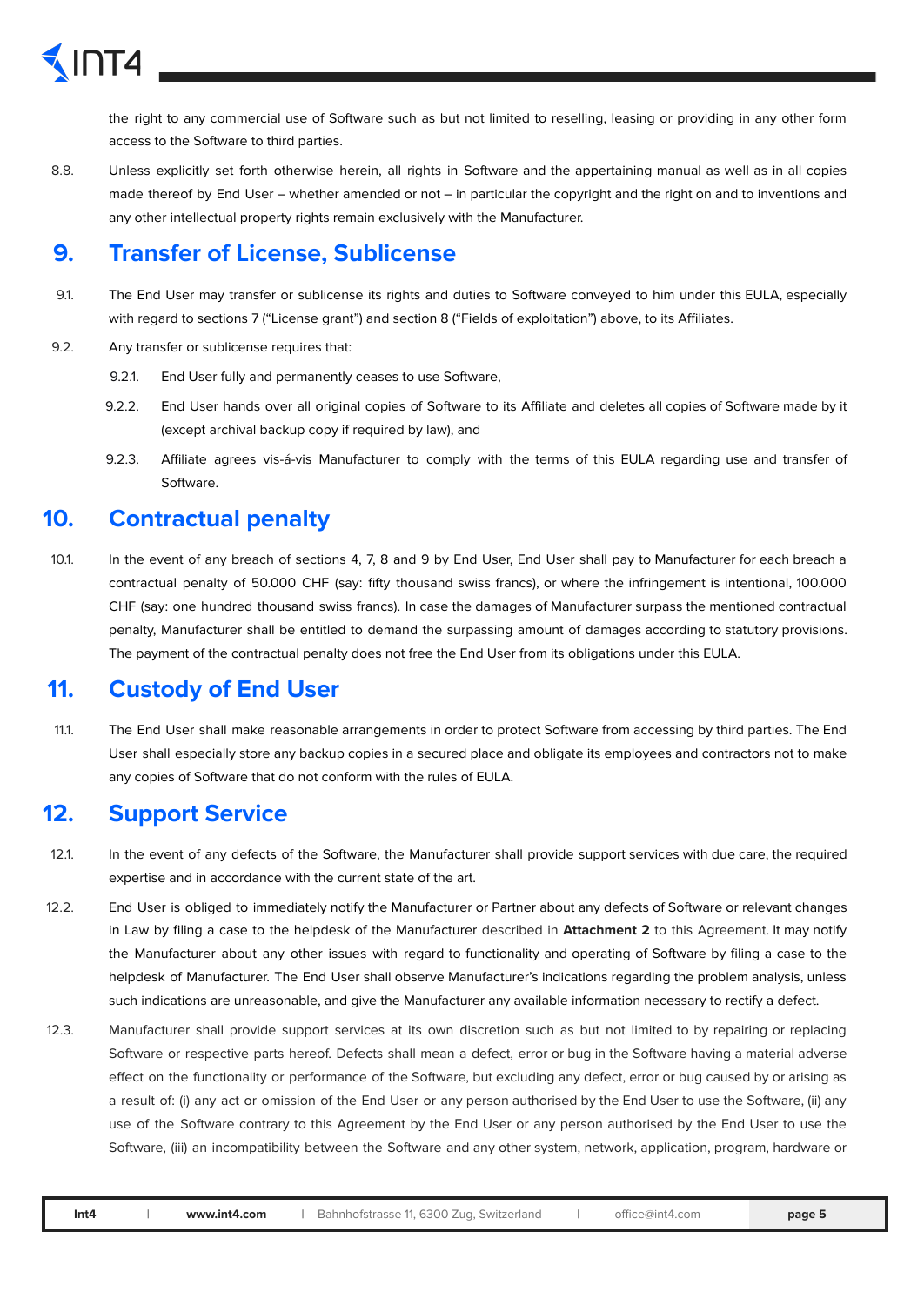the right to any commercial use of Software such as but not limited to reselling, leasing or providing in any other form access to the Software to third parties.

8.8. Unless explicitly set forth otherwise herein, all rights in Software and the appertaining manual as well as in all copies made thereof by End User – whether amended or not – in particular the copyright and the right on and to inventions and any other intellectual property rights remain exclusively with the Manufacturer.

## 9. Transfer of License, Sublicense

9.1. The End User may transfer or sublicense its rights and duties to Software conveyed to him under this EULA, especially with regard to sections 7 ("License grant") and section 8 ("Fields of exploitation") above, to its Affiliates.

9.2. Any transfer or sublicense requires that:

9.2.1. End User fully and permanently ceases to use Software,

9.2.2. End User hands over all original copies of Software to its Affiliate and deletes all copies of Software made by it (except archival backup copy if required by law), and

9.2.3. Affiliate agrees vis-á-vis Manufacturer to comply with the terms of this EULA regarding use and transfer of Software.

## 10. Contractual penalty

10.1. In the event of any breach of sections 4, 7, 8 and 9 by End User, End User shall pay to Manufacturer for each breach a contractual penalty of 50.000 CHF (say: fifty thousand swiss francs), or where the infringement is intentional, 100.000 CHF (say: one hundred thousand swiss francs). In case the damages of Manufacturer surpass the mentioned contractual penalty, Manufacturer shall be entitled to demand the surpassing amount of damages according to statutory provisions. The payment of the contractual penalty does not free the End User from its obligations under this EULA.

## 11. Custody of End User

11.1. The End User shall make reasonable arrangements in order to protect Software from accessing by third parties. The End User shall especially store any backup copies in a secured place and obligate its employees and contractors not to make any copies of Software that do not conform with the rules of EULA.

## 12. Support Service

12.1. In the event of any defects of the Software, the Manufacturer shall provide support services with due care, the required expertise and in accordance with the current state of the art.

12.2. End User is obliged to immediately notify the Manufacturer or Partner about any defects of Software or relevant changes in Law by filing a case to the helpdesk of the Manufacturer described in **Attachment 2** to this Agreement. It may notify the Manufacturer about any other issues with regard to functionality and operating of Software by filing a case to the helpdesk of Manufacturer. The End User shall observe Manufacturer's indications regarding the problem analysis, unless such indications are unreasonable, and give the Manufacturer any available information necessary to rectify a defect.

12.3. Manufacturer shall provide support services at its own discretion such as but not limited to by repairing or replacing Software or respective parts hereof. Defects shall mean a defect, error or bug in the Software having a material adverse effect on the functionality or performance of the Software, but excluding any defect, error or bug caused by or arising as a result of: (i) any act or omission of the End User or any person authorised by the End User to use the Software, (ii) any use of the Software contrary to this Agreement by the End User or any person authorised by the End User to use the Software, (iii) an incompatibility between the Software and any other system, network, application, program, hardware or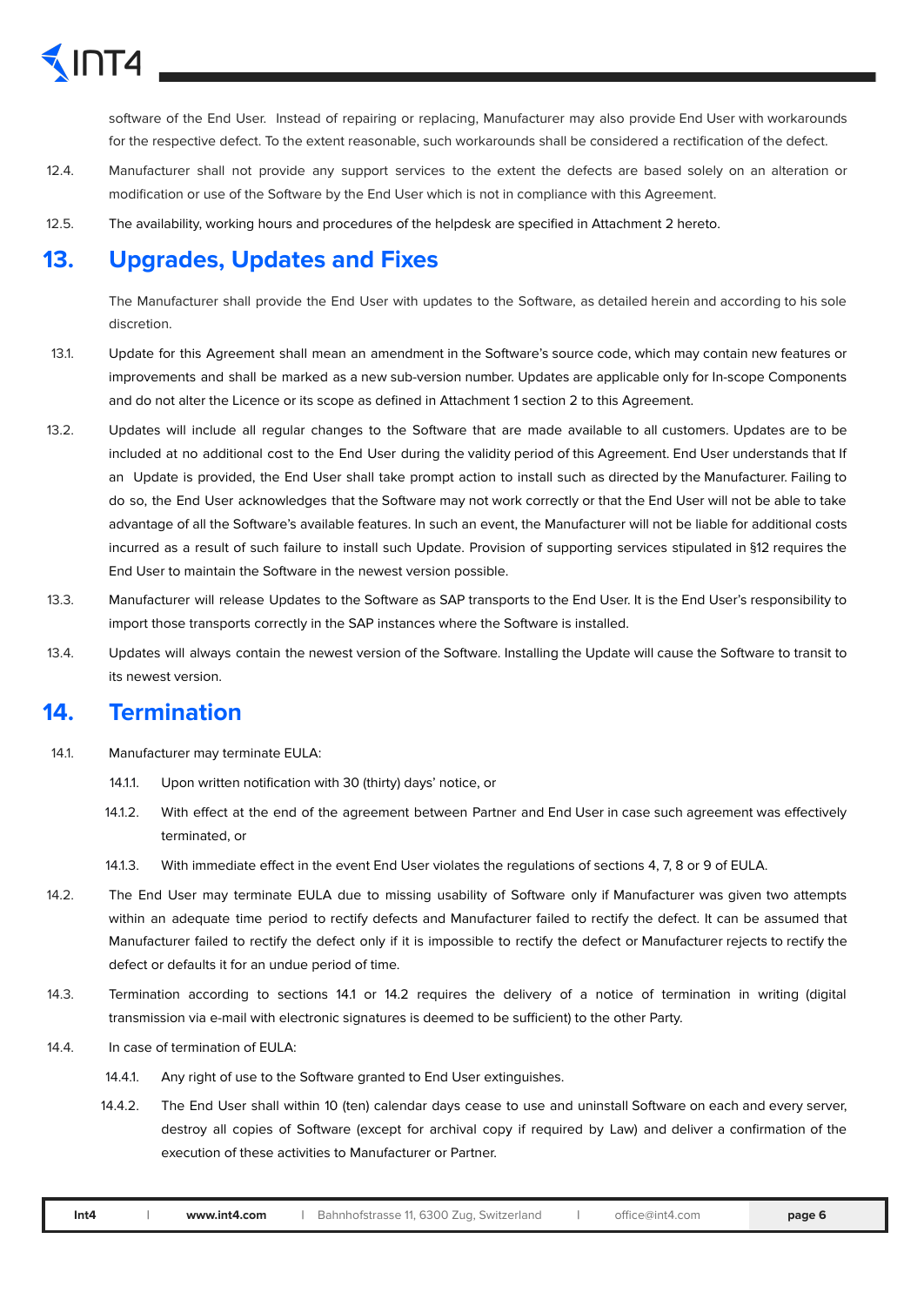software of the End User. Instead of repairing or replacing, Manufacturer may also provide End User with workarounds for the respective defect. To the extent reasonable, such workarounds shall be considered a rectification of the defect.

12.4. Manufacturer shall not provide any support services to the extent the defects are based solely on an alteration or modification or use of the Software by the End User which is not in compliance with this Agreement.

12.5. The availability, working hours and procedures of the helpdesk are specified in Attachment 2 hereto.

## 13. Upgrades, Updates and Fixes

The Manufacturer shall provide the End User with updates to the Software, as detailed herein and according to his sole discretion.

13.1. Update for this Agreement shall mean an amendment in the Software's source code, which may contain new features or improvements and shall be marked as a new sub-version number. Updates are applicable only for In-scope Components and do not alter the Licence or its scope as defined in Attachment 1 section 2 to this Agreement.

13.2. Updates will include all regular changes to the Software that are made available to all customers. Updates are to be included at no additional cost to the End User during the validity period of this Agreement. End User understands that If an Update is provided, the End User shall take prompt action to install such as directed by the Manufacturer. Failing to do so, the End User acknowledges that the Software may not work correctly or that the End User will not be able to take advantage of all the Software's available features. In such an event, the Manufacturer will not be liable for additional costs incurred as a result of such failure to install such Update. Provision of supporting services stipulated in §12 requires the End User to maintain the Software in the newest version possible.

13.3. Manufacturer will release Updates to the Software as SAP transports to the End User. It is the End User's responsibility to import those transports correctly in the SAP instances where the Software is installed.

13.4. Updates will always contain the newest version of the Software. Installing the Update will cause the Software to transit to its newest version.

## 14. Termination

14.1. Manufacturer may terminate EULA:

14.1.1. Upon written notification with 30 (thirty) days' notice, or

14.1.2. With effect at the end of the agreement between Partner and End User in case such agreement was effectively terminated, or

14.1.3. With immediate effect in the event End User violates the regulations of sections 4, 7, 8 or 9 of EULA.

14.2. The End User may terminate EULA due to missing usability of Software only if Manufacturer was given two attempts within an adequate time period to rectify defects and Manufacturer failed to rectify the defect. It can be assumed that Manufacturer failed to rectify the defect only if it is impossible to rectify the defect or Manufacturer rejects to rectify the defect or defaults it for an undue period of time.

14.3. Termination according to sections 14.1 or 14.2 requires the delivery of a notice of termination in writing (digital transmission via e-mail with electronic signatures is deemed to be sufficient) to the other Party.

14.4. In case of termination of EULA:

14.4.1. Any right of use to the Software granted to End User extinguishes.

14.4.2. The End User shall within 10 (ten) calendar days cease to use and uninstall Software on each and every server, destroy all copies of Software (except for archival copy if required by Law) and deliver a confirmation of the execution of these activities to Manufacturer or Partner.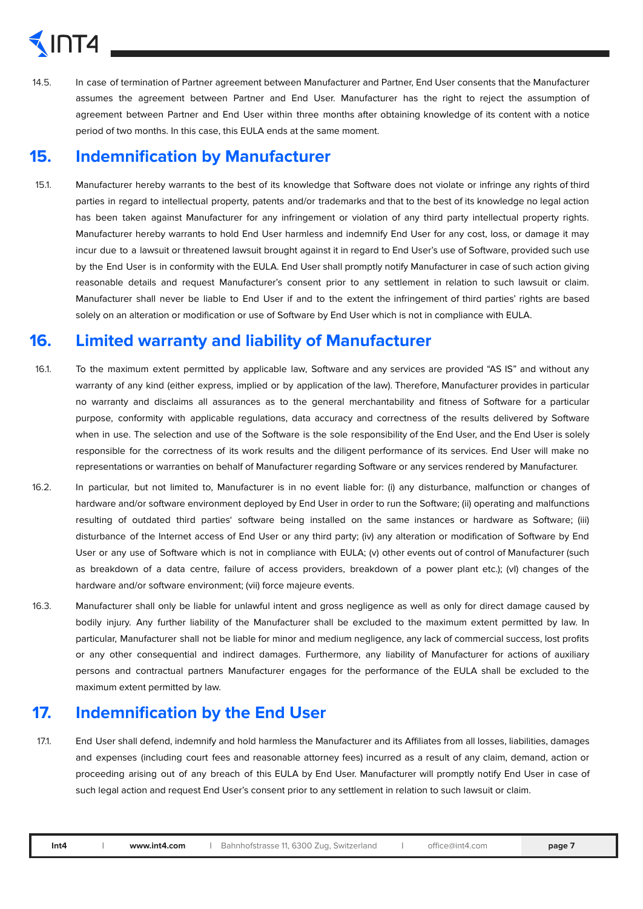14.5. In case of termination of Partner agreement between Manufacturer and Partner, End User consents that the Manufacturer assumes the agreement between Partner and End User. Manufacturer has the right to reject the assumption of agreement between Partner and End User within three months after obtaining knowledge of its content with a notice period of two months. In this case, this EULA ends at the same moment.

## 15. Indemnification by Manufacturer

15.1. Manufacturer hereby warrants to the best of its knowledge that Software does not violate or infringe any rights of third parties in regard to intellectual property, patents and/or trademarks and that to the best of its knowledge no legal action has been taken against Manufacturer for any infringement or violation of any third party intellectual property rights. Manufacturer hereby warrants to hold End User harmless and indemnify End User for any cost, loss, or damage it may incur due to a lawsuit or threatened lawsuit brought against it in regard to End User's use of Software, provided such use by the End User is in conformity with the EULA. End User shall promptly notify Manufacturer in case of such action giving reasonable details and request Manufacturer's consent prior to any settlement in relation to such lawsuit or claim. Manufacturer shall never be liable to End User if and to the extent the infringement of third parties' rights are based solely on an alteration or modification or use of Software by End User which is not in compliance with EULA.

## 16. Limited warranty and liability of Manufacturer

16.1. To the maximum extent permitted by applicable law, Software and any services are provided "AS IS" and without any warranty of any kind (either express, implied or by application of the law). Therefore, Manufacturer provides in particular no warranty and disclaims all assurances as to the general merchantability and fitness of Software for a particular purpose, conformity with applicable regulations, data accuracy and correctness of the results delivered by Software when in use. The selection and use of the Software is the sole responsibility of the End User, and the End User is solely responsible for the correctness of its work results and the diligent performance of its services. End User will make no representations or warranties on behalf of Manufacturer regarding Software or any services rendered by Manufacturer.

16.2. In particular, but not limited to, Manufacturer is in no event liable for: (i) any disturbance, malfunction or changes of hardware and/or software environment deployed by End User in order to run the Software; (ii) operating and malfunctions resulting of outdated third parties' software being installed on the same instances or hardware as Software; (iii) disturbance of the Internet access of End User or any third party; (iv) any alteration or modification of Software by End User or any use of Software which is not in compliance with EULA; (v) other events out of control of Manufacturer (such as breakdown of a data centre, failure of access providers, breakdown of a power plant etc.); (vI) changes of the hardware and/or software environment; (vii) force majeure events.

16.3. Manufacturer shall only be liable for unlawful intent and gross negligence as well as only for direct damage caused by bodily injury. Any further liability of the Manufacturer shall be excluded to the maximum extent permitted by law. In particular, Manufacturer shall not be liable for minor and medium negligence, any lack of commercial success, lost profits or any other consequential and indirect damages. Furthermore, any liability of Manufacturer for actions of auxiliary persons and contractual partners Manufacturer engages for the performance of the EULA shall be excluded to the maximum extent permitted by law.

## 17. Indemnification by the End User

17.1. End User shall defend, indemnify and hold harmless the Manufacturer and its Affiliates from all losses, liabilities, damages and expenses (including court fees and reasonable attorney fees) incurred as a result of any claim, demand, action or proceeding arising out of any breach of this EULA by End User. Manufacturer will promptly notify End User in case of such legal action and request End User's consent prior to any settlement in relation to such lawsuit or claim.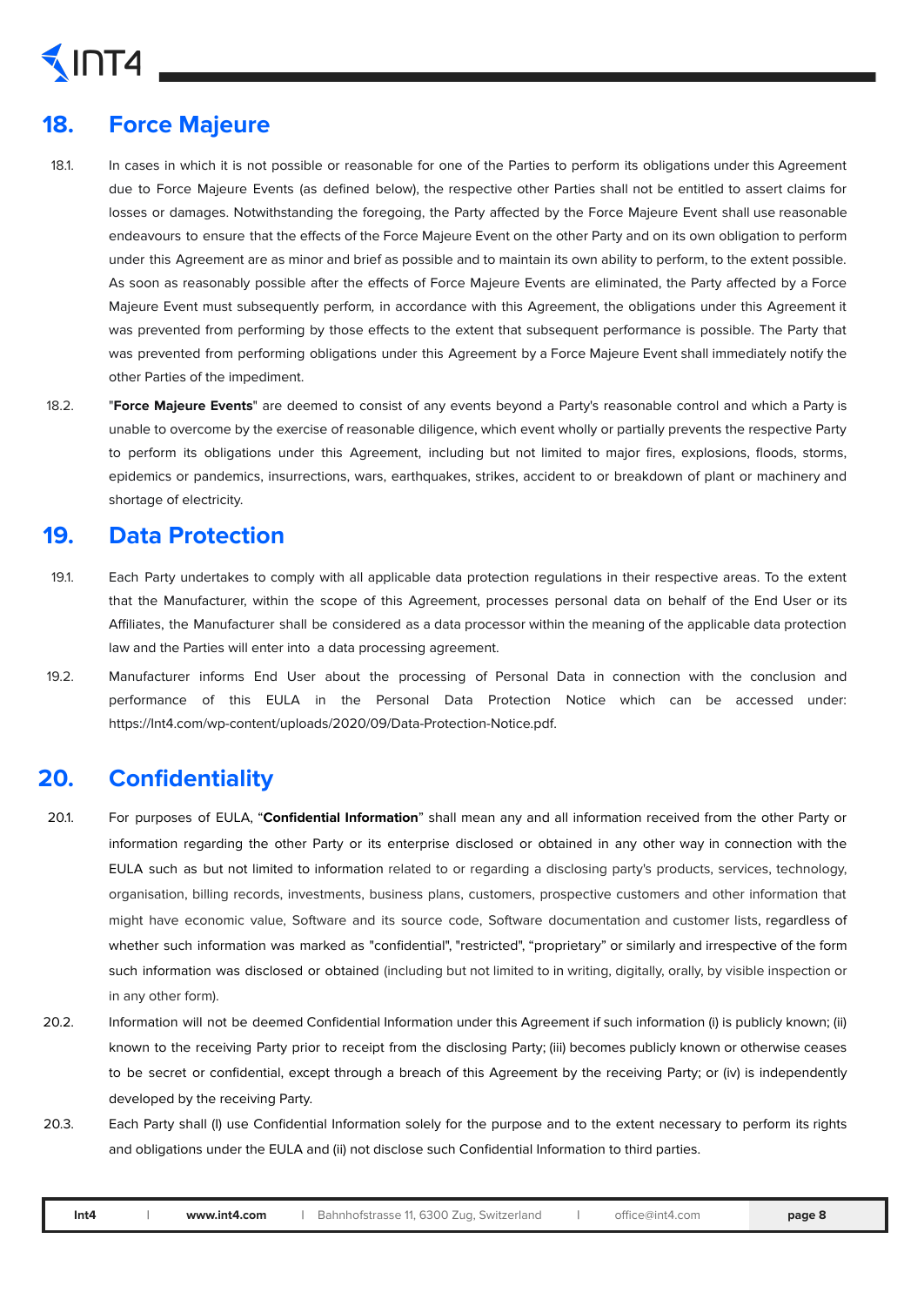## 18. Force Majeure

18.1. In cases in which it is not possible or reasonable for one of the Parties to perform its obligations under this Agreement due to Force Majeure Events (as defined below), the respective other Parties shall not be entitled to assert claims for losses or damages. Notwithstanding the foregoing, the Party affected by the Force Majeure Event shall use reasonable endeavours to ensure that the effects of the Force Majeure Event on the other Party and on its own obligation to perform under this Agreement are as minor and brief as possible and to maintain its own ability to perform, to the extent possible. As soon as reasonably possible after the effects of Force Majeure Events are eliminated, the Party affected by a Force Majeure Event must subsequently perform, in accordance with this Agreement, the obligations under this Agreement it was prevented from performing by those effects to the extent that subsequent performance is possible. The Party that was prevented from performing obligations under this Agreement by a Force Majeure Event shall immediately notify the other Parties of the impediment.

18.2. "**Force Majeure Events**" are deemed to consist of any events beyond a Party's reasonable control and which a Party is unable to overcome by the exercise of reasonable diligence, which event wholly or partially prevents the respective Party to perform its obligations under this Agreement, including but not limited to major fires, explosions, floods, storms, epidemics or pandemics, insurrections, wars, earthquakes, strikes, accident to or breakdown of plant or machinery and shortage of electricity.

## 19. Data Protection

19.1. Each Party undertakes to comply with all applicable data protection regulations in their respective areas. To the extent that the Manufacturer, within the scope of this Agreement, processes personal data on behalf of the End User or its Affiliates, the Manufacturer shall be considered as a data processor within the meaning of the applicable data protection law and the Parties will enter into a data processing agreement.

19.2. Manufacturer informs End User about the processing of Personal Data in connection with the conclusion and performance of this EULA in the Personal Data Protection Notice which can be accessed under: https://Int4.com/wp-content/uploads/2020/09/Data-Protection-Notice.pdf.

## 20. Confidentiality

20.1. For purposes of EULA, "**Confidential Information**" shall mean any and all information received from the other Party or information regarding the other Party or its enterprise disclosed or obtained in any other way in connection with the EULA such as but not limited to information related to or regarding a disclosing party's products, services, technology, organisation, billing records, investments, business plans, customers, prospective customers and other information that might have economic value, Software and its source code, Software documentation and customer lists, regardless of whether such information was marked as "confidential", "restricted", "proprietary" or similarly and irrespective of the form such information was disclosed or obtained (including but not limited to in writing, digitally, orally, by visible inspection or in any other form).

20.2. Information will not be deemed Confidential Information under this Agreement if such information (i) is publicly known; (ii) known to the receiving Party prior to receipt from the disclosing Party; (iii) becomes publicly known or otherwise ceases to be secret or confidential, except through a breach of this Agreement by the receiving Party; or (iv) is independently developed by the receiving Party.

20.3. Each Party shall (I) use Confidential Information solely for the purpose and to the extent necessary to perform its rights and obligations under the EULA and (ii) not disclose such Confidential Information to third parties.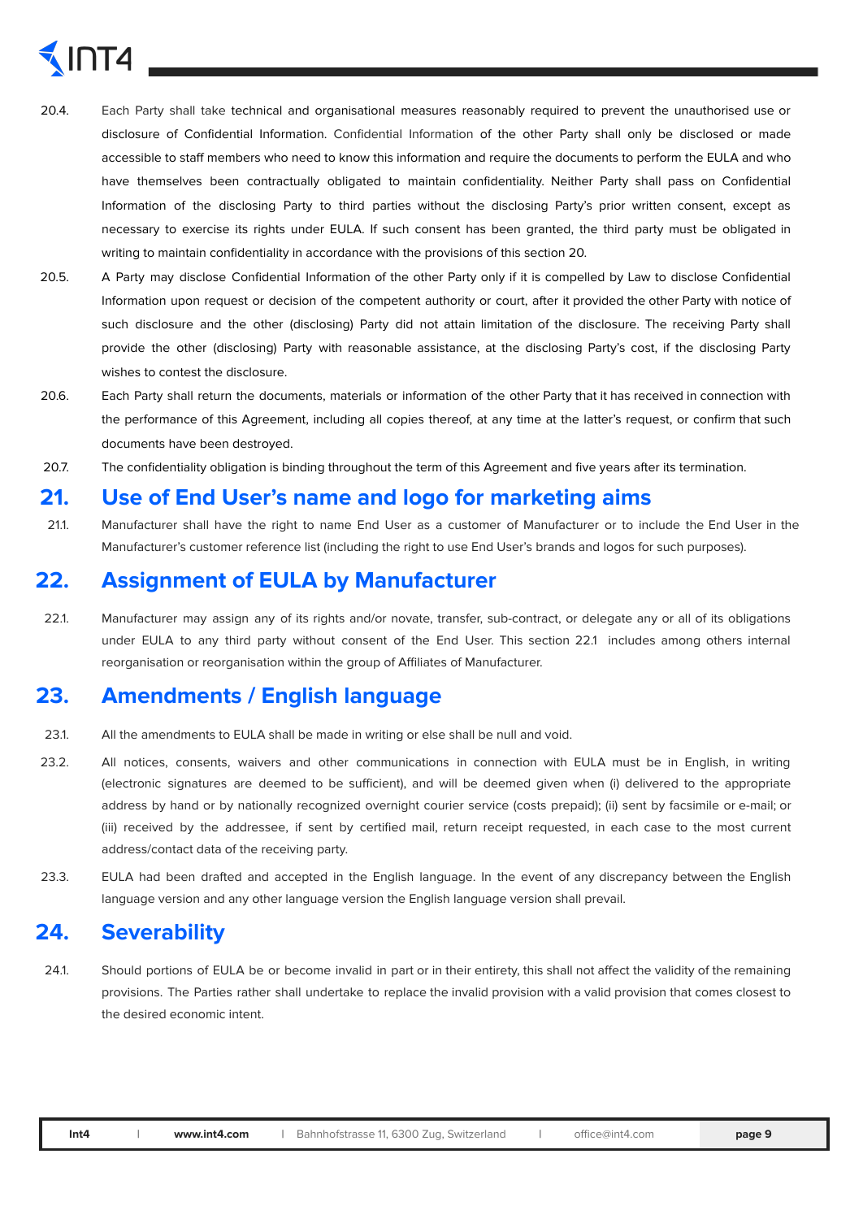20.4. Each Party shall take technical and organisational measures reasonably required to prevent the unauthorised use or disclosure of Confidential Information. Confidential Information of the other Party shall only be disclosed or made accessible to staff members who need to know this information and require the documents to perform the EULA and who have themselves been contractually obligated to maintain confidentiality. Neither Party shall pass on Confidential Information of the disclosing Party to third parties without the disclosing Party's prior written consent, except as necessary to exercise its rights under EULA. If such consent has been granted, the third party must be obligated in writing to maintain confidentiality in accordance with the provisions of this section 20.

20.5. A Party may disclose Confidential Information of the other Party only if it is compelled by Law to disclose Confidential Information upon request or decision of the competent authority or court, after it provided the other Party with notice of such disclosure and the other (disclosing) Party did not attain limitation of the disclosure. The receiving Party shall provide the other (disclosing) Party with reasonable assistance, at the disclosing Party's cost, if the disclosing Party wishes to contest the disclosure.

20.6. Each Party shall return the documents, materials or information of the other Party that it has received in connection with the performance of this Agreement, including all copies thereof, at any time at the latter's request, or confirm that such documents have been destroyed.

20.7. The confidentiality obligation is binding throughout the term of this Agreement and five years after its termination.

## 21. Use of End User's name and logo for marketing aims

21.1. Manufacturer shall have the right to name End User as a customer of Manufacturer or to include the End User in the Manufacturer's customer reference list (including the right to use End User's brands and logos for such purposes).

## 22. Assignment of EULA by Manufacturer

22.1. Manufacturer may assign any of its rights and/or novate, transfer, sub-contract, or delegate any or all of its obligations under EULA to any third party without consent of the End User. This section 22.1 includes among others internal reorganisation or reorganisation within the group of Affiliates of Manufacturer.

## 23. Amendments / English language

23.1. All the amendments to EULA shall be made in writing or else shall be null and void.

23.2. All notices, consents, waivers and other communications in connection with EULA must be in English, in writing (electronic signatures are deemed to be sufficient), and will be deemed given when (i) delivered to the appropriate address by hand or by nationally recognized overnight courier service (costs prepaid); (ii) sent by facsimile or e-mail; or (iii) received by the addressee, if sent by certified mail, return receipt requested, in each case to the most current address/contact data of the receiving party.

23.3. EULA had been drafted and accepted in the English language. In the event of any discrepancy between the English language version and any other language version the English language version shall prevail.

## 24. Severability

24.1. Should portions of EULA be or become invalid in part or in their entirety, this shall not affect the validity of the remaining provisions. The Parties rather shall undertake to replace the invalid provision with a valid provision that comes closest to the desired economic intent.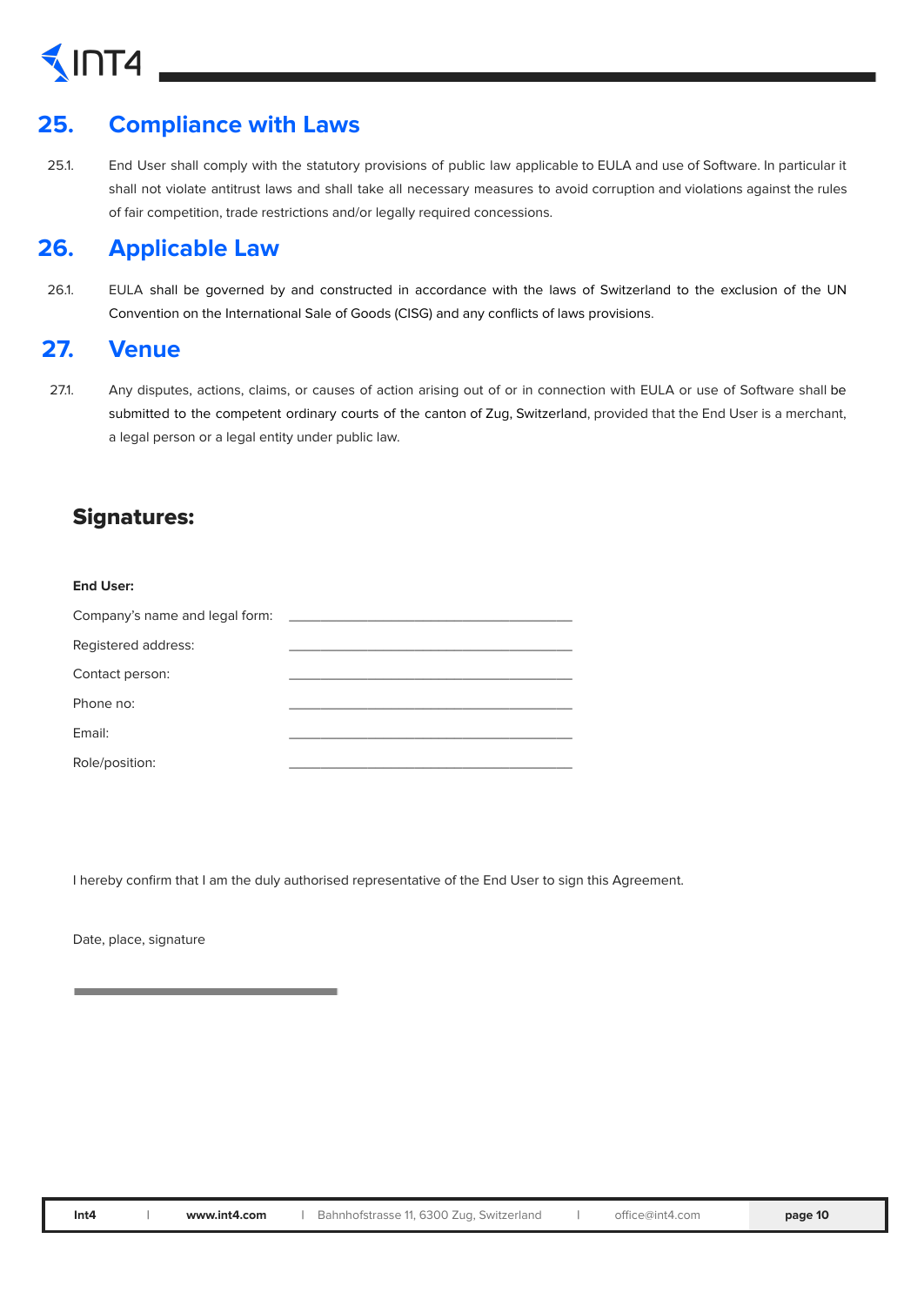## 25. Compliance with Laws

25.1. End User shall comply with the statutory provisions of public law applicable to EULA and use of Software. In particular it shall not violate antitrust laws and shall take all necessary measures to avoid corruption and violations against the rules of fair competition, trade restrictions and/or legally required concessions.

## 26. Applicable Law

26.1. EULA shall be governed by and constructed in accordance with the laws of Switzerland to the exclusion of the UN Convention on the International Sale of Goods (CISG) and any conflicts of laws provisions.

## 27. Venue

27.1. Any disputes, actions, claims, or causes of action arising out of or in connection with EULA or use of Software shall be submitted to the competent ordinary courts of the canton of Zug, Switzerland, provided that the End User is a merchant, a legal person or a legal entity under public law.

### Signatures:

**End User:**

Company's name and legal form: ______________________________

Registered address: ______________________________

Contact person: ______________________________

Phone no: ______________________________

Email: ______________________________

Role/position: ______________________________

I hereby confirm that I am the duly authorised representative of the End User to sign this Agreement.

Date, place, signature

______________________________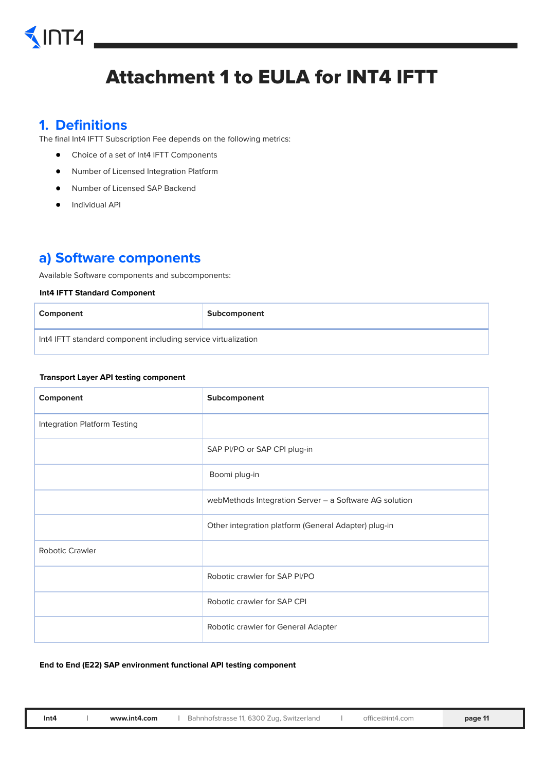# Attachment 1 to EULA for INT4 IFTT

## 1. Definitions

The final Int4 IFTT Subscription Fee depends on the following metrics:

- Choice of a set of Int4 IFTT Components
- Number of Licensed Integration Platform
- Number of Licensed SAP Backend
- Individual API

## a) Software components

Available Software components and subcomponents:

**Int4 IFTT Standard Component**

| Component | Subcomponent |
|---|---|
| Int4 IFTT standard component including service virtualization | |

**Transport Layer API testing component**

| Component | Subcomponent |
|---|---|
| Integration Platform Testing | |
| | SAP PI/PO or SAP CPI plug-in |
| | Boomi plug-in |
| | webMethods Integration Server – a Software AG solution |
| | Other integration platform (General Adapter) plug-in |
| Robotic Crawler | |
| | Robotic crawler for SAP PI/PO |
| | Robotic crawler for SAP CPI |
| | Robotic crawler for General Adapter |

**End to End (E22) SAP environment functional API testing component**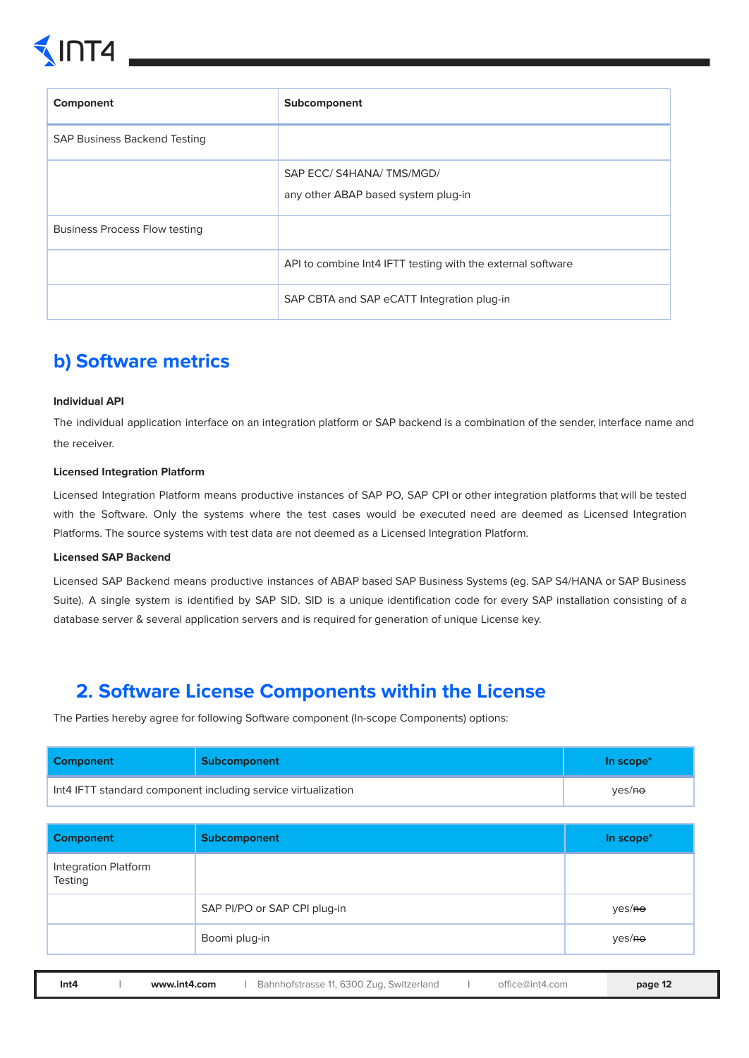| Component | Subcomponent |
|---|---|
| SAP Business Backend Testing | |
| | SAP ECC/ S4HANA/ TMS/MGD/<br>any other ABAP based system plug-in |
| Business Process Flow testing | |
| | API to combine Int4 IFTT testing with the external software |
| | SAP CBTA and SAP eCATT Integration plug-in |

## b) Software metrics

**Individual API**

The individual application interface on an integration platform or SAP backend is a combination of the sender, interface name and the receiver.

**Licensed Integration Platform**

Licensed Integration Platform means productive instances of SAP PO, SAP CPI or other integration platforms that will be tested with the Software. Only the systems where the test cases would be executed need are deemed as Licensed Integration Platforms. The source systems with test data are not deemed as a Licensed Integration Platform.

**Licensed SAP Backend**

Licensed SAP Backend means productive instances of ABAP based SAP Business Systems (eg. SAP S4/HANA or SAP Business Suite). A single system is identified by SAP SID. SID is a unique identification code for every SAP installation consisting of a database server & several application servers and is required for generation of unique License key.

# 2. Software License Components within the License

The Parties hereby agree for following Software component (In-scope Components) options:

| Component | Subcomponent | In scope* |
|---|---|---|
| Int4 IFTT standard component including service virtualization | | yes/~~no~~ |

| Component | Subcomponent | In scope* |
|---|---|---|
| Integration Platform Testing | | |
| | SAP PI/PO or SAP CPI plug-in | yes/~~no~~ |
| | Boomi plug-in | yes/~~no~~ |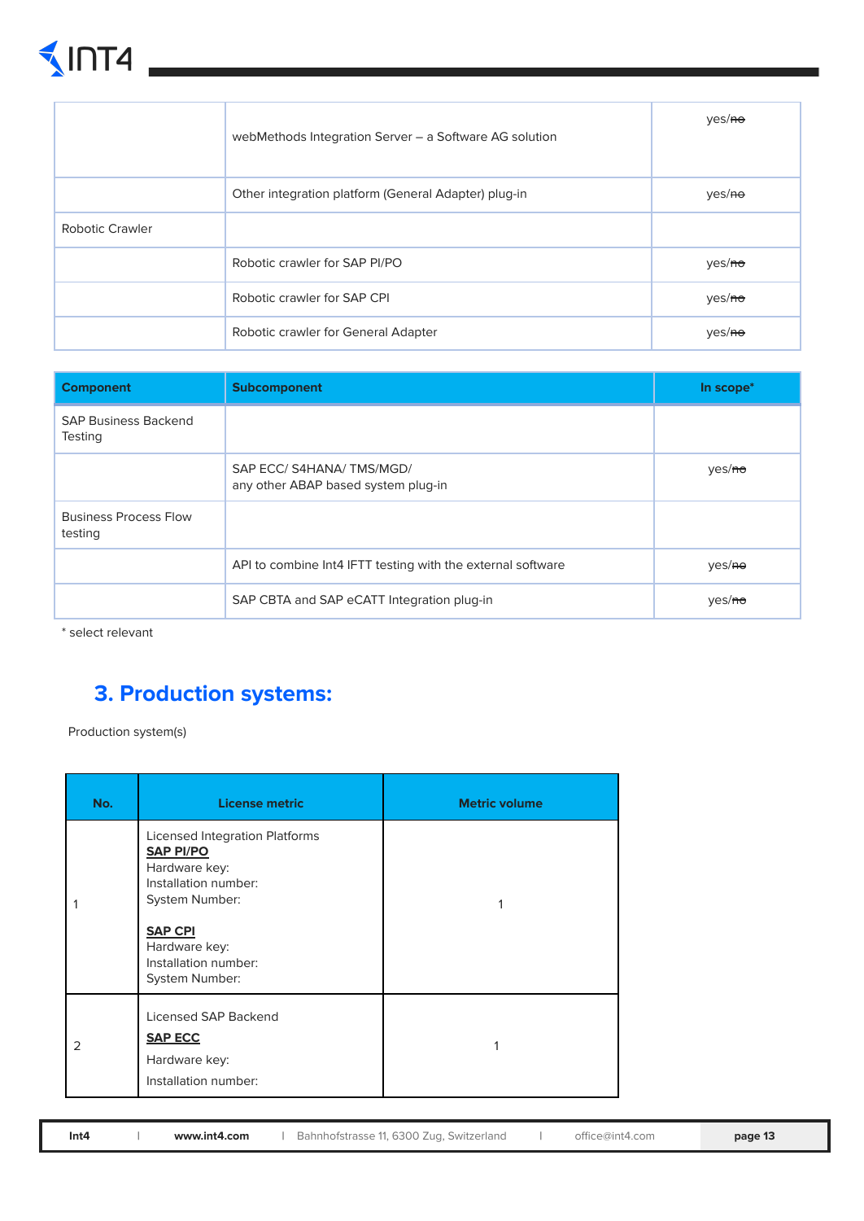| | | |
|---|---|---|
| | webMethods Integration Server – a Software AG solution | yes/~~no~~ |
| | Other integration platform (General Adapter) plug-in | yes/~~no~~ |
| Robotic Crawler | | |
| | Robotic crawler for SAP PI/PO | yes/~~no~~ |
| | Robotic crawler for SAP CPI | yes/~~no~~ |
| | Robotic crawler for General Adapter | yes/~~no~~ |

| Component | Subcomponent | In scope* |
|---|---|---|
| SAP Business Backend Testing | | |
| | SAP ECC/ S4HANA/ TMS/MGD/<br>any other ABAP based system plug-in | yes/~~no~~ |
| Business Process Flow testing | | |
| | API to combine Int4 IFTT testing with the external software | yes/~~no~~ |
| | SAP CBTA and SAP eCATT Integration plug-in | yes/~~no~~ |

* select relevant

## 3. Production systems:

Production system(s)

| No. | License metric | Metric volume |
|---|---|---|
| 1 | Licensed Integration Platforms<br>**SAP PI/PO**<br>Hardware key:<br>Installation number:<br>System Number:<br><br>**SAP CPI**<br>Hardware key:<br>Installation number:<br>System Number: | 1 |
| 2 | Licensed SAP Backend<br>**SAP ECC**<br>Hardware key:<br>Installation number: | 1 |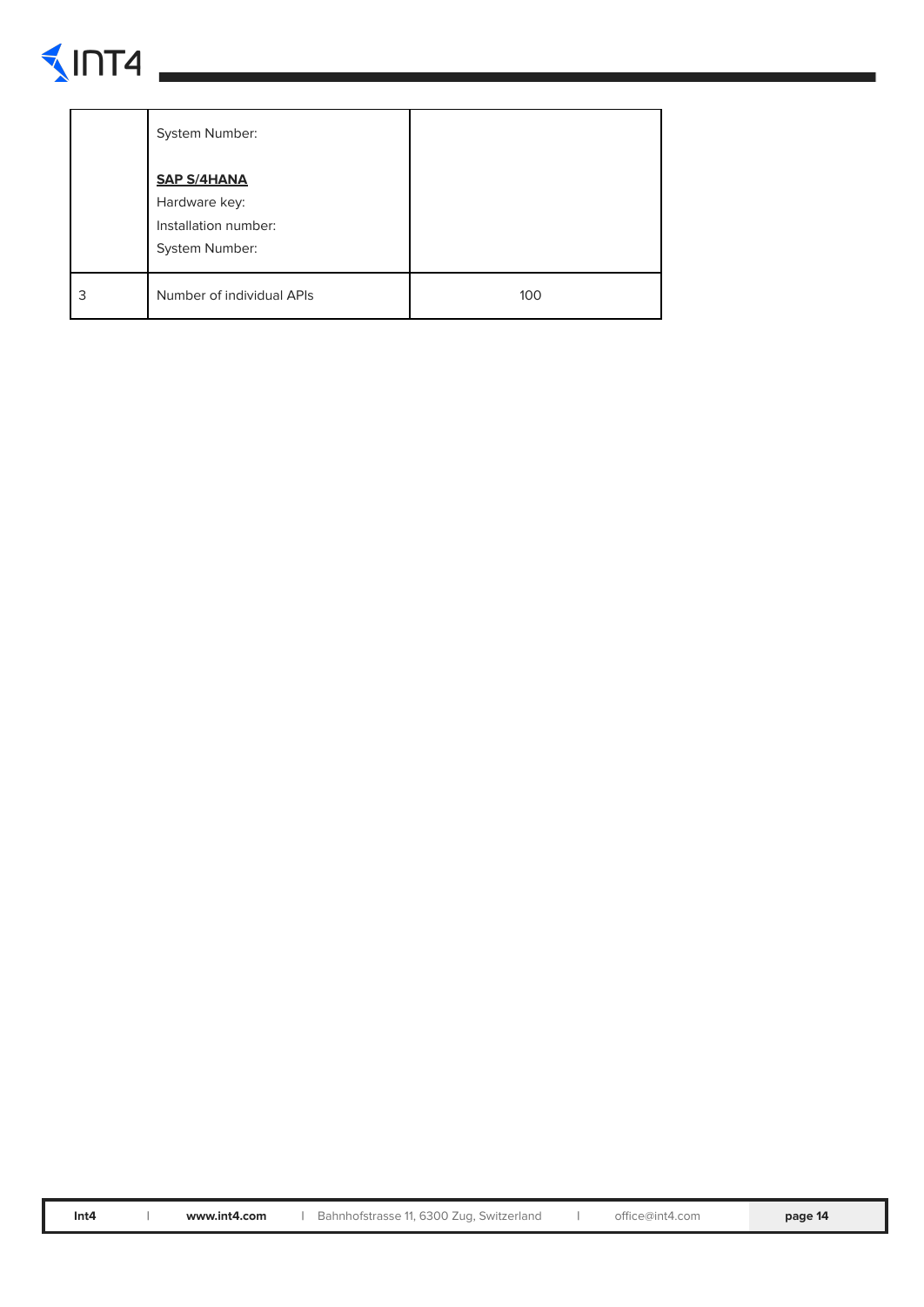| | | |
|---|---|---|
| | System Number:<br><br>**SAP S/4HANA**<br>Hardware key:<br>Installation number:<br>System Number: | |
| 3 | Number of individual APIs | 100 |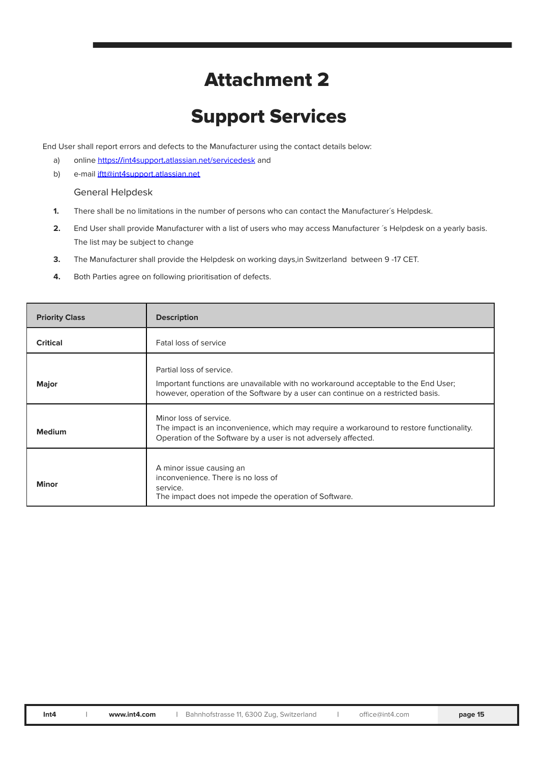# Attachment 2

# Support Services

End User shall report errors and defects to the Manufacturer using the contact details below:

a) online https://int4support.atlassian.net/servicedesk and

b) e-mail iftt@int4support.atlassian.net

General Helpdesk

1. There shall be no limitations in the number of persons who can contact the Manufacturer´s Helpdesk.
2. End User shall provide Manufacturer with a list of users who may access Manufacturer ´s Helpdesk on a yearly basis. The list may be subject to change
3. The Manufacturer shall provide the Helpdesk on working days,in Switzerland between 9 -17 CET.
4. Both Parties agree on following prioritisation of defects.

| Priority Class | Description |
|---|---|
| **Critical** | Fatal loss of service |
| **Major** | Partial loss of service.<br>Important functions are unavailable with no workaround acceptable to the End User; however, operation of the Software by a user can continue on a restricted basis. |
| **Medium** | Minor loss of service.<br>The impact is an inconvenience, which may require a workaround to restore functionality. Operation of the Software by a user is not adversely affected. |
| **Minor** | A minor issue causing an inconvenience. There is no loss of service.<br>The impact does not impede the operation of Software. |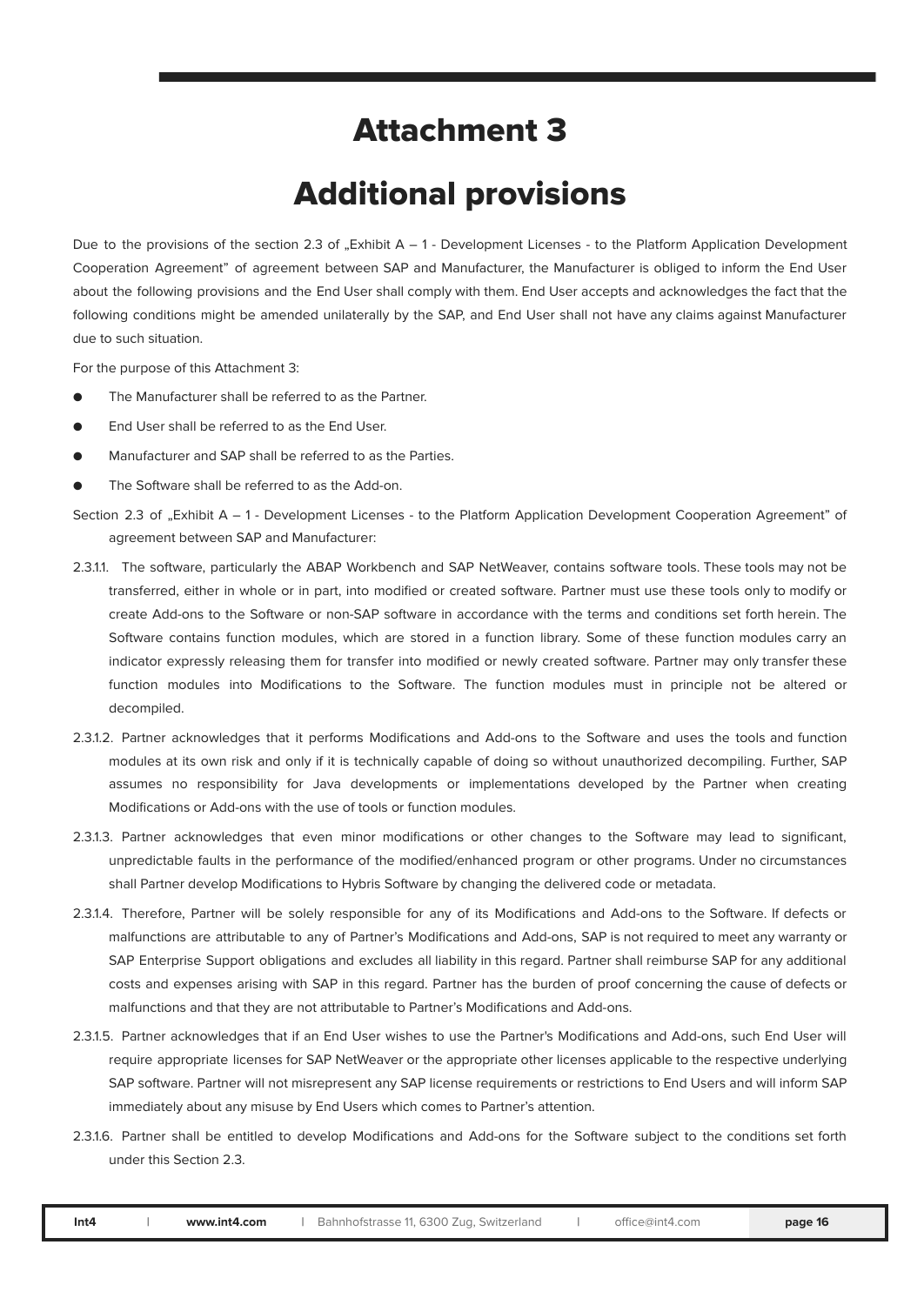# Attachment 3

# Additional provisions

Due to the provisions of the section 2.3 of „Exhibit A – 1 - Development Licenses - to the Platform Application Development Cooperation Agreement" of agreement between SAP and Manufacturer, the Manufacturer is obliged to inform the End User about the following provisions and the End User shall comply with them. End User accepts and acknowledges the fact that the following conditions might be amended unilaterally by the SAP, and End User shall not have any claims against Manufacturer due to such situation.

For the purpose of this Attachment 3:

- The Manufacturer shall be referred to as the Partner.
- End User shall be referred to as the End User.
- Manufacturer and SAP shall be referred to as the Parties.
- The Software shall be referred to as the Add-on.

Section 2.3 of „Exhibit A – 1 - Development Licenses - to the Platform Application Development Cooperation Agreement" of agreement between SAP and Manufacturer:

2.3.1.1. The software, particularly the ABAP Workbench and SAP NetWeaver, contains software tools. These tools may not be transferred, either in whole or in part, into modified or created software. Partner must use these tools only to modify or create Add-ons to the Software or non-SAP software in accordance with the terms and conditions set forth herein. The Software contains function modules, which are stored in a function library. Some of these function modules carry an indicator expressly releasing them for transfer into modified or newly created software. Partner may only transfer these function modules into Modifications to the Software. The function modules must in principle not be altered or decompiled.

2.3.1.2. Partner acknowledges that it performs Modifications and Add-ons to the Software and uses the tools and function modules at its own risk and only if it is technically capable of doing so without unauthorized decompiling. Further, SAP assumes no responsibility for Java developments or implementations developed by the Partner when creating Modifications or Add-ons with the use of tools or function modules.

2.3.1.3. Partner acknowledges that even minor modifications or other changes to the Software may lead to significant, unpredictable faults in the performance of the modified/enhanced program or other programs. Under no circumstances shall Partner develop Modifications to Hybris Software by changing the delivered code or metadata.

2.3.1.4. Therefore, Partner will be solely responsible for any of its Modifications and Add-ons to the Software. If defects or malfunctions are attributable to any of Partner's Modifications and Add-ons, SAP is not required to meet any warranty or SAP Enterprise Support obligations and excludes all liability in this regard. Partner shall reimburse SAP for any additional costs and expenses arising with SAP in this regard. Partner has the burden of proof concerning the cause of defects or malfunctions and that they are not attributable to Partner's Modifications and Add-ons.

2.3.1.5. Partner acknowledges that if an End User wishes to use the Partner's Modifications and Add-ons, such End User will require appropriate licenses for SAP NetWeaver or the appropriate other licenses applicable to the respective underlying SAP software. Partner will not misrepresent any SAP license requirements or restrictions to End Users and will inform SAP immediately about any misuse by End Users which comes to Partner's attention.

2.3.1.6. Partner shall be entitled to develop Modifications and Add-ons for the Software subject to the conditions set forth under this Section 2.3.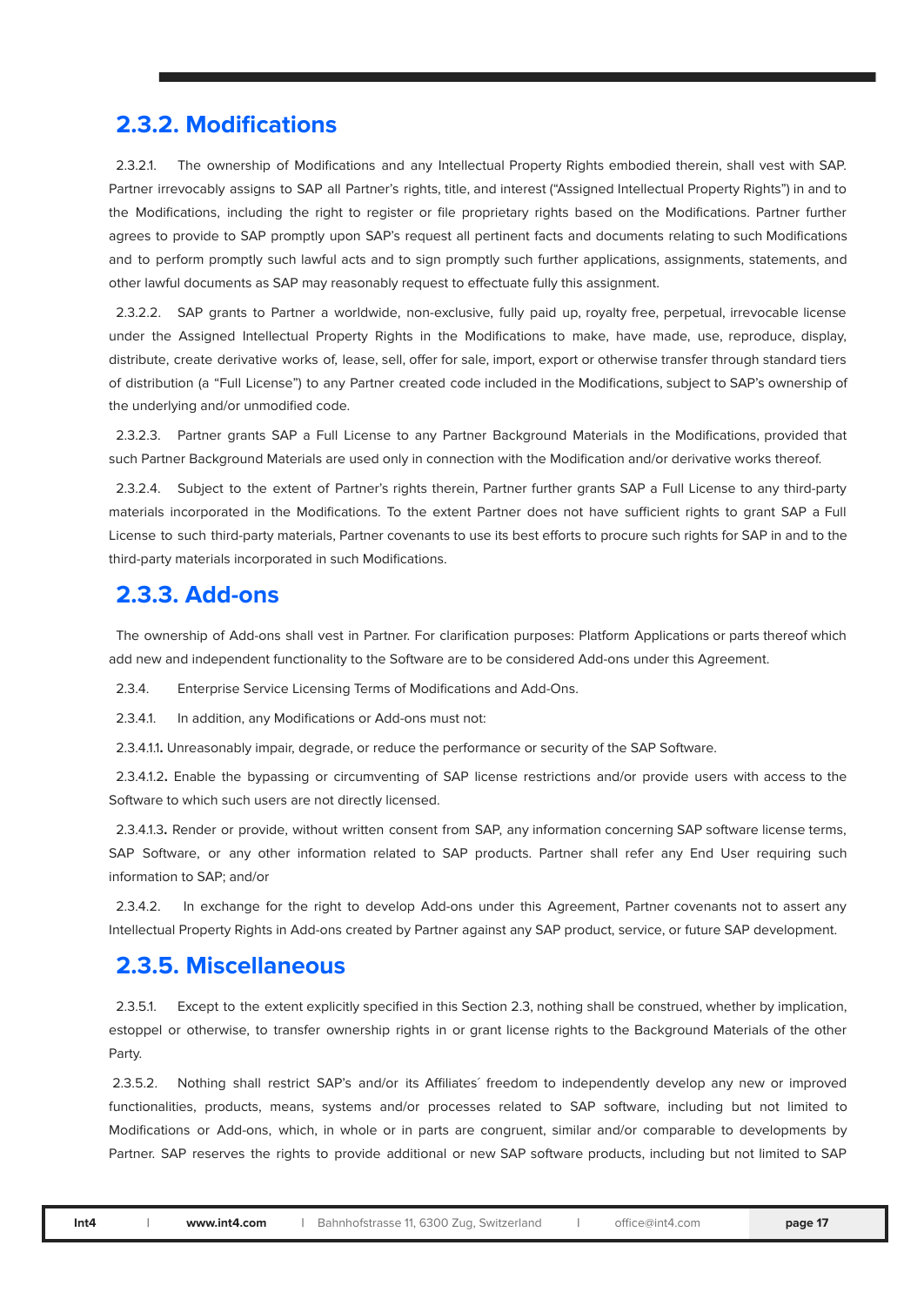## 2.3.2. Modifications

2.3.2.1. The ownership of Modifications and any Intellectual Property Rights embodied therein, shall vest with SAP. Partner irrevocably assigns to SAP all Partner's rights, title, and interest ("Assigned Intellectual Property Rights") in and to the Modifications, including the right to register or file proprietary rights based on the Modifications. Partner further agrees to provide to SAP promptly upon SAP's request all pertinent facts and documents relating to such Modifications and to perform promptly such lawful acts and to sign promptly such further applications, assignments, statements, and other lawful documents as SAP may reasonably request to effectuate fully this assignment.

2.3.2.2. SAP grants to Partner a worldwide, non-exclusive, fully paid up, royalty free, perpetual, irrevocable license under the Assigned Intellectual Property Rights in the Modifications to make, have made, use, reproduce, display, distribute, create derivative works of, lease, sell, offer for sale, import, export or otherwise transfer through standard tiers of distribution (a "Full License") to any Partner created code included in the Modifications, subject to SAP's ownership of the underlying and/or unmodified code.

2.3.2.3. Partner grants SAP a Full License to any Partner Background Materials in the Modifications, provided that such Partner Background Materials are used only in connection with the Modification and/or derivative works thereof.

2.3.2.4. Subject to the extent of Partner's rights therein, Partner further grants SAP a Full License to any third-party materials incorporated in the Modifications. To the extent Partner does not have sufficient rights to grant SAP a Full License to such third-party materials, Partner covenants to use its best efforts to procure such rights for SAP in and to the third-party materials incorporated in such Modifications.

## 2.3.3. Add-ons

The ownership of Add-ons shall vest in Partner. For clarification purposes: Platform Applications or parts thereof which add new and independent functionality to the Software are to be considered Add-ons under this Agreement.

2.3.4. Enterprise Service Licensing Terms of Modifications and Add-Ons.

2.3.4.1. In addition, any Modifications or Add-ons must not:

2.3.4.1.1. Unreasonably impair, degrade, or reduce the performance or security of the SAP Software.

2.3.4.1.2. Enable the bypassing or circumventing of SAP license restrictions and/or provide users with access to the Software to which such users are not directly licensed.

2.3.4.1.3. Render or provide, without written consent from SAP, any information concerning SAP software license terms, SAP Software, or any other information related to SAP products. Partner shall refer any End User requiring such information to SAP; and/or

2.3.4.2. In exchange for the right to develop Add-ons under this Agreement, Partner covenants not to assert any Intellectual Property Rights in Add-ons created by Partner against any SAP product, service, or future SAP development.

## 2.3.5. Miscellaneous

2.3.5.1. Except to the extent explicitly specified in this Section 2.3, nothing shall be construed, whether by implication, estoppel or otherwise, to transfer ownership rights in or grant license rights to the Background Materials of the other Party.

2.3.5.2. Nothing shall restrict SAP's and/or its Affiliates´ freedom to independently develop any new or improved functionalities, products, means, systems and/or processes related to SAP software, including but not limited to Modifications or Add-ons, which, in whole or in parts are congruent, similar and/or comparable to developments by Partner. SAP reserves the rights to provide additional or new SAP software products, including but not limited to SAP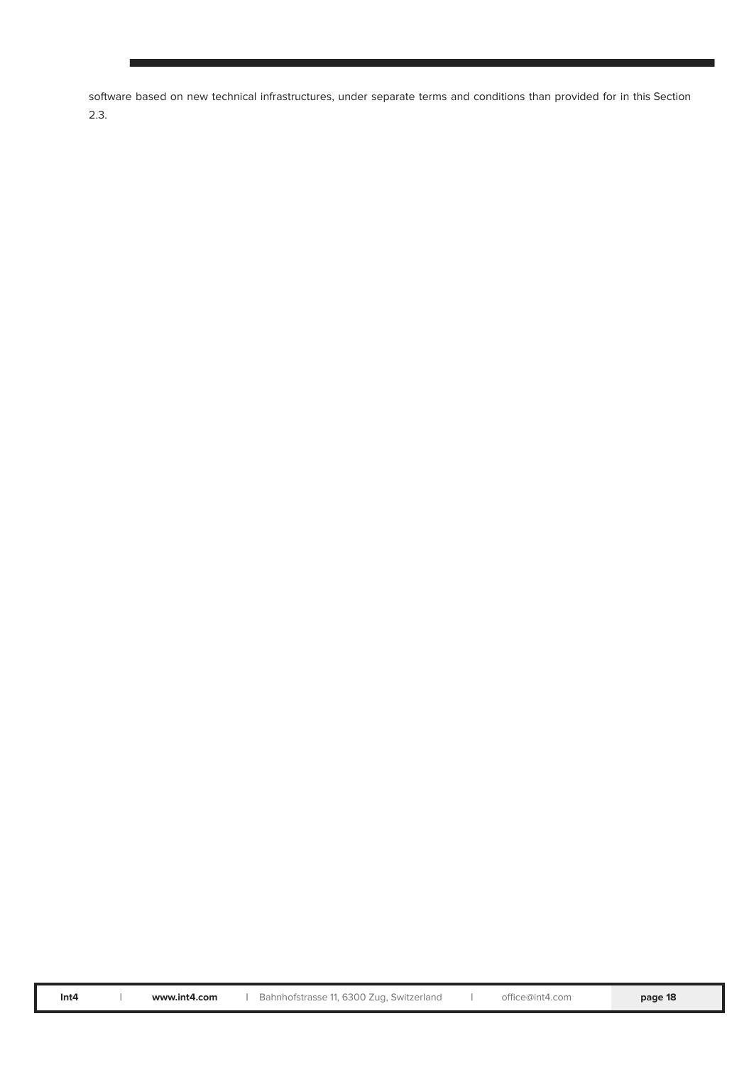software based on new technical infrastructures, under separate terms and conditions than provided for in this Section 2.3.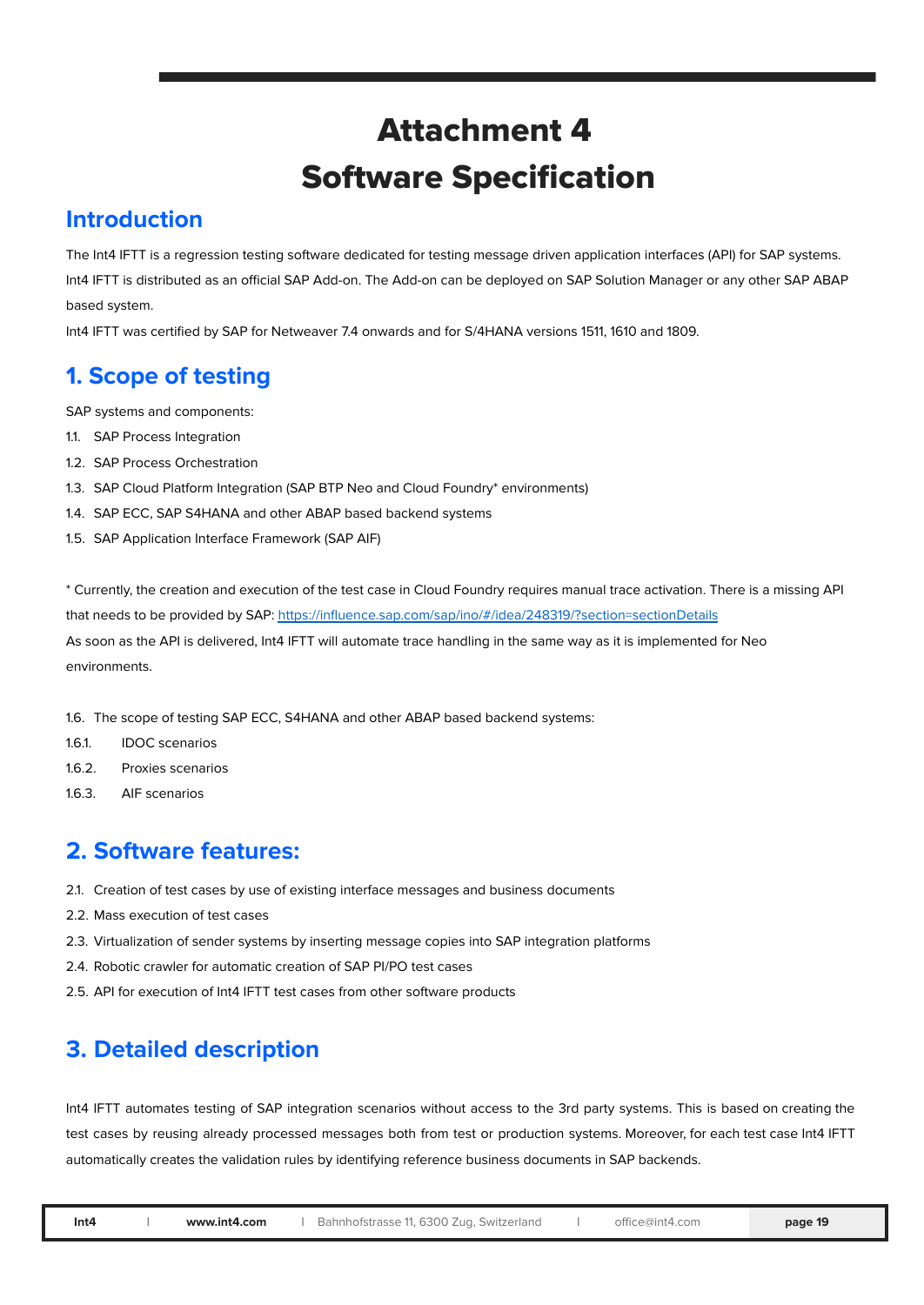# Attachment 4
# Software Specification

## Introduction

The Int4 IFTT is a regression testing software dedicated for testing message driven application interfaces (API) for SAP systems. Int4 IFTT is distributed as an official SAP Add-on. The Add-on can be deployed on SAP Solution Manager or any other SAP ABAP based system.

Int4 IFTT was certified by SAP for Netweaver 7.4 onwards and for S/4HANA versions 1511, 1610 and 1809.

## 1. Scope of testing

SAP systems and components:

1.1. SAP Process Integration

1.2. SAP Process Orchestration

1.3. SAP Cloud Platform Integration (SAP BTP Neo and Cloud Foundry* environments)

1.4. SAP ECC, SAP S4HANA and other ABAP based backend systems

1.5. SAP Application Interface Framework (SAP AIF)

* Currently, the creation and execution of the test case in Cloud Foundry requires manual trace activation. There is a missing API that needs to be provided by SAP: [https://influence.sap.com/sap/ino/#/idea/248319/?section=sectionDetails](https://influence.sap.com/sap/ino/#/idea/248319/?section=sectionDetails)

As soon as the API is delivered, Int4 IFTT will automate trace handling in the same way as it is implemented for Neo environments.

1.6. The scope of testing SAP ECC, S4HANA and other ABAP based backend systems:

1.6.1. IDOC scenarios

1.6.2. Proxies scenarios

1.6.3. AIF scenarios

## 2. Software features:

2.1. Creation of test cases by use of existing interface messages and business documents

2.2. Mass execution of test cases

2.3. Virtualization of sender systems by inserting message copies into SAP integration platforms

2.4. Robotic crawler for automatic creation of SAP PI/PO test cases

2.5. API for execution of Int4 IFTT test cases from other software products

## 3. Detailed description

Int4 IFTT automates testing of SAP integration scenarios without access to the 3rd party systems. This is based on creating the test cases by reusing already processed messages both from test or production systems. Moreover, for each test case Int4 IFTT automatically creates the validation rules by identifying reference business documents in SAP backends.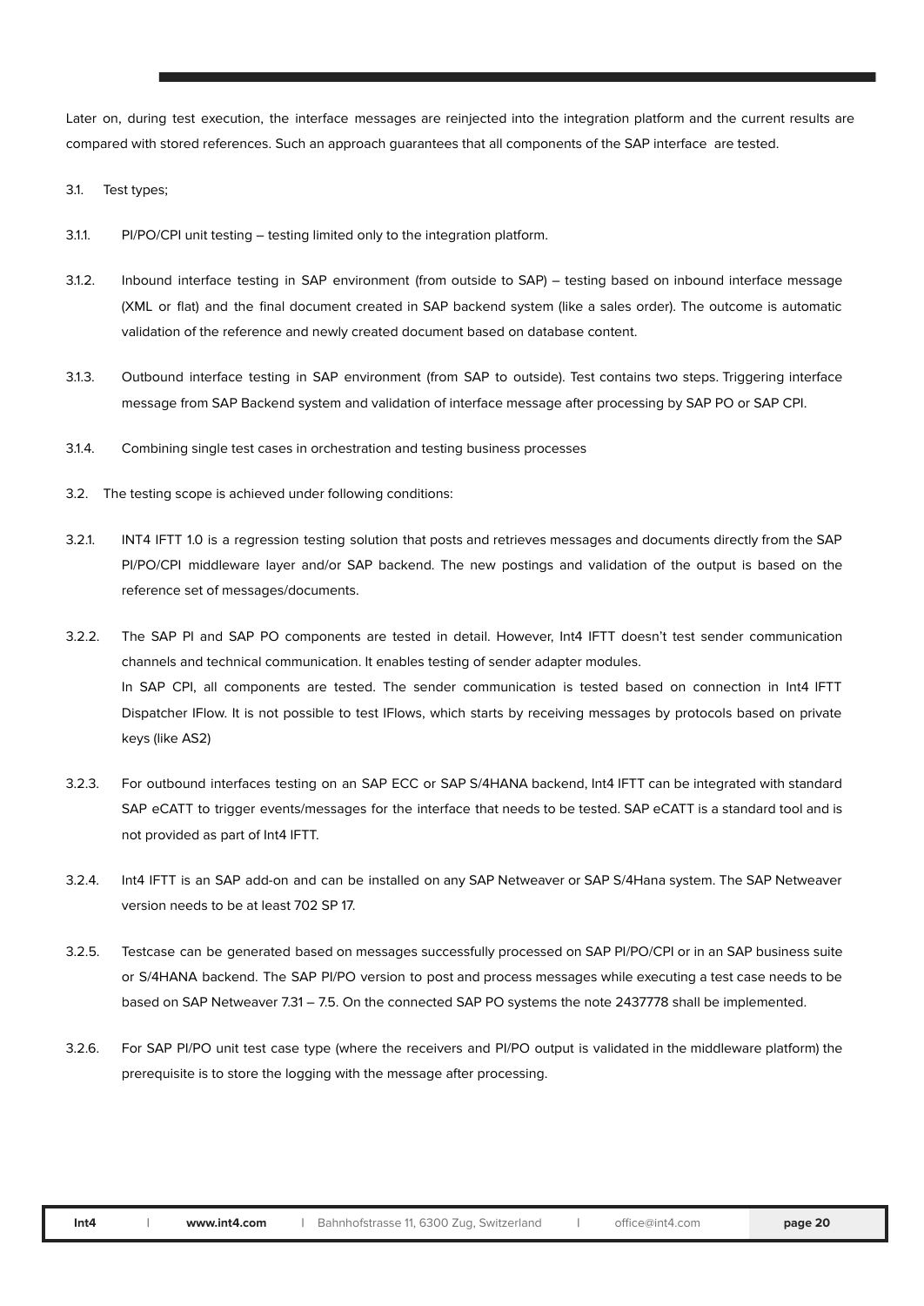Later on, during test execution, the interface messages are reinjected into the integration platform and the current results are compared with stored references. Such an approach guarantees that all components of the SAP interface are tested.

3.1. Test types;

3.1.1. PI/PO/CPI unit testing – testing limited only to the integration platform.

3.1.2. Inbound interface testing in SAP environment (from outside to SAP) – testing based on inbound interface message (XML or flat) and the final document created in SAP backend system (like a sales order). The outcome is automatic validation of the reference and newly created document based on database content.

3.1.3. Outbound interface testing in SAP environment (from SAP to outside). Test contains two steps. Triggering interface message from SAP Backend system and validation of interface message after processing by SAP PO or SAP CPI.

3.1.4. Combining single test cases in orchestration and testing business processes

3.2. The testing scope is achieved under following conditions:

3.2.1. INT4 IFTT 1.0 is a regression testing solution that posts and retrieves messages and documents directly from the SAP PI/PO/CPI middleware layer and/or SAP backend. The new postings and validation of the output is based on the reference set of messages/documents.

3.2.2. The SAP PI and SAP PO components are tested in detail. However, Int4 IFTT doesn't test sender communication channels and technical communication. It enables testing of sender adapter modules.
In SAP CPI, all components are tested. The sender communication is tested based on connection in Int4 IFTT Dispatcher IFlow. It is not possible to test IFlows, which starts by receiving messages by protocols based on private keys (like AS2)

3.2.3. For outbound interfaces testing on an SAP ECC or SAP S/4HANA backend, Int4 IFTT can be integrated with standard SAP eCATT to trigger events/messages for the interface that needs to be tested. SAP eCATT is a standard tool and is not provided as part of Int4 IFTT.

3.2.4. Int4 IFTT is an SAP add-on and can be installed on any SAP Netweaver or SAP S/4Hana system. The SAP Netweaver version needs to be at least 702 SP 17.

3.2.5. Testcase can be generated based on messages successfully processed on SAP PI/PO/CPI or in an SAP business suite or S/4HANA backend. The SAP PI/PO version to post and process messages while executing a test case needs to be based on SAP Netweaver 7.31 – 7.5. On the connected SAP PO systems the note 2437778 shall be implemented.

3.2.6. For SAP PI/PO unit test case type (where the receivers and PI/PO output is validated in the middleware platform) the prerequisite is to store the logging with the message after processing.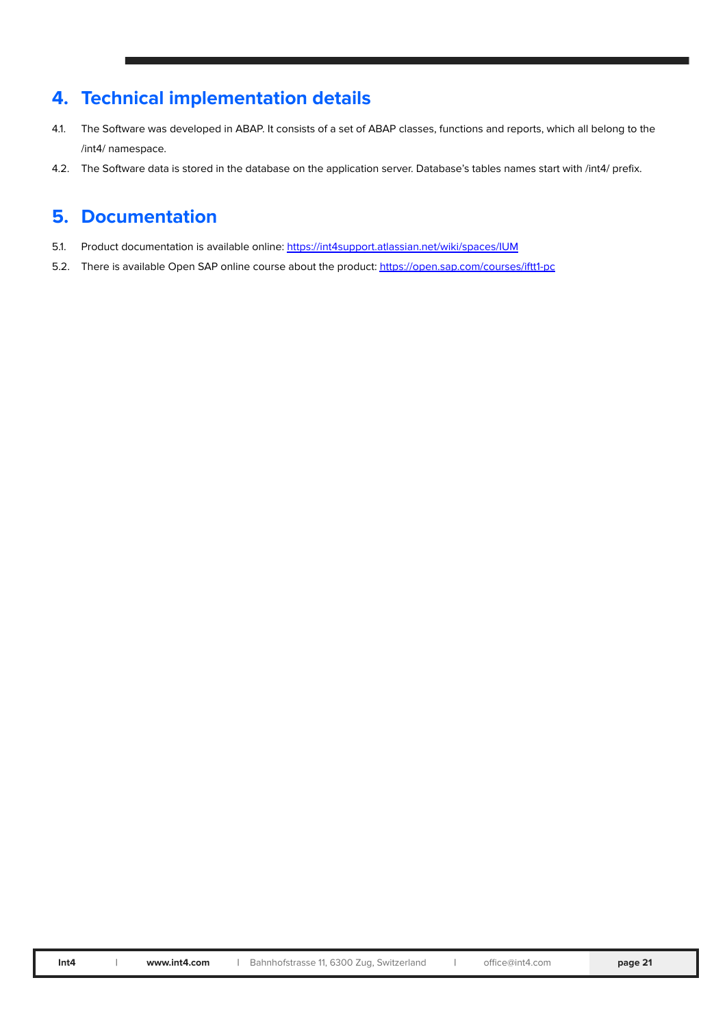## 4. Technical implementation details

4.1. The Software was developed in ABAP. It consists of a set of ABAP classes, functions and reports, which all belong to the /int4/ namespace.

4.2. The Software data is stored in the database on the application server. Database's tables names start with /int4/ prefix.

## 5. Documentation

5.1. Product documentation is available online: https://int4support.atlassian.net/wiki/spaces/IUM

5.2. There is available Open SAP online course about the product: https://open.sap.com/courses/iftt1-pc